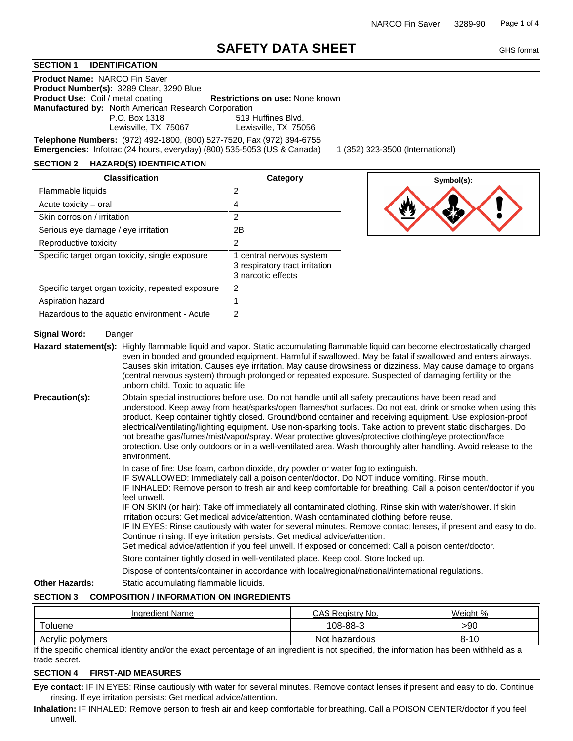# SAFETY DATA SHEET

GHS format

## SECTION 1 IDENTIFICATION

**Product Name:** NARCO Fin Saver
**Product Number(s):** 3289 Clear, 3290 Blue
**Product Use:** Coil / metal coating **Restrictions on use:** None known
**Manufactured by:** North American Research Corporation
P.O. Box 1318 519 Huffines Blvd.
Lewisville, TX 75067 Lewisville, TX 75056

**Telephone Numbers:** (972) 492-1800, (800) 527-7520, Fax (972) 394-6755
**Emergencies:** Infotrac (24 hours, everyday) (800) 535-5053 (US & Canada) 1 (352) 323-3500 (International)

## SECTION 2 HAZARD(S) IDENTIFICATION

| Classification | Category |
|---|---|
| Flammable liquids | 2 |
| Acute toxicity – oral | 4 |
| Skin corrosion / irritation | 2 |
| Serious eye damage / eye irritation | 2B |
| Reproductive toxicity | 2 |
| Specific target organ toxicity, single exposure | 1 central nervous system<br>3 respiratory tract irritation<br>3 narcotic effects |
| Specific target organ toxicity, repeated exposure | 2 |
| Aspiration hazard | 1 |
| Hazardous to the aquatic environment - Acute | 2 |

**Symbol(s):**

**Signal Word:** Danger

**Hazard statement(s):** Highly flammable liquid and vapor. Static accumulating flammable liquid can become electrostatically charged even in bonded and grounded equipment. Harmful if swallowed. May be fatal if swallowed and enters airways. Causes skin irritation. Causes eye irritation. May cause drowsiness or dizziness. May cause damage to organs (central nervous system) through prolonged or repeated exposure. Suspected of damaging fertility or the unborn child. Toxic to aquatic life.

**Precaution(s):** Obtain special instructions before use. Do not handle until all safety precautions have been read and understood. Keep away from heat/sparks/open flames/hot surfaces. Do not eat, drink or smoke when using this product. Keep container tightly closed. Ground/bond container and receiving equipment. Use explosion-proof electrical/ventilating/lighting equipment. Use non-sparking tools. Take action to prevent static discharges. Do not breathe gas/fumes/mist/vapor/spray. Wear protective gloves/protective clothing/eye protection/face protection. Use only outdoors or in a well-ventilated area. Wash thoroughly after handling. Avoid release to the environment.

In case of fire: Use foam, carbon dioxide, dry powder or water fog to extinguish.
IF SWALLOWED: Immediately call a poison center/doctor. Do NOT induce vomiting. Rinse mouth.
IF INHALED: Remove person to fresh air and keep comfortable for breathing. Call a poison center/doctor if you feel unwell.
IF ON SKIN (or hair): Take off immediately all contaminated clothing. Rinse skin with water/shower. If skin irritation occurs: Get medical advice/attention. Wash contaminated clothing before reuse.
IF IN EYES: Rinse cautiously with water for several minutes. Remove contact lenses, if present and easy to do. Continue rinsing. If eye irritation persists: Get medical advice/attention.
Get medical advice/attention if you feel unwell. If exposed or concerned: Call a poison center/doctor.

Store container tightly closed in well-ventilated place. Keep cool. Store locked up.

Dispose of contents/container in accordance with local/regional/national/international regulations.

**Other Hazards:** Static accumulating flammable liquids.

## SECTION 3 COMPOSITION / INFORMATION ON INGREDIENTS

| Ingredient Name | CAS Registry No. | Weight % |
|---|---|---|
| Toluene | 108-88-3 | >90 |
| Acrylic polymers | Not hazardous | 8-10 |

If the specific chemical identity and/or the exact percentage of an ingredient is not specified, the information has been withheld as a trade secret.

## SECTION 4 FIRST-AID MEASURES

**Eye contact:** IF IN EYES: Rinse cautiously with water for several minutes. Remove contact lenses if present and easy to do. Continue rinsing. If eye irritation persists: Get medical advice/attention.

**Inhalation:** IF INHALED: Remove person to fresh air and keep comfortable for breathing. Call a POISON CENTER/doctor if you feel unwell.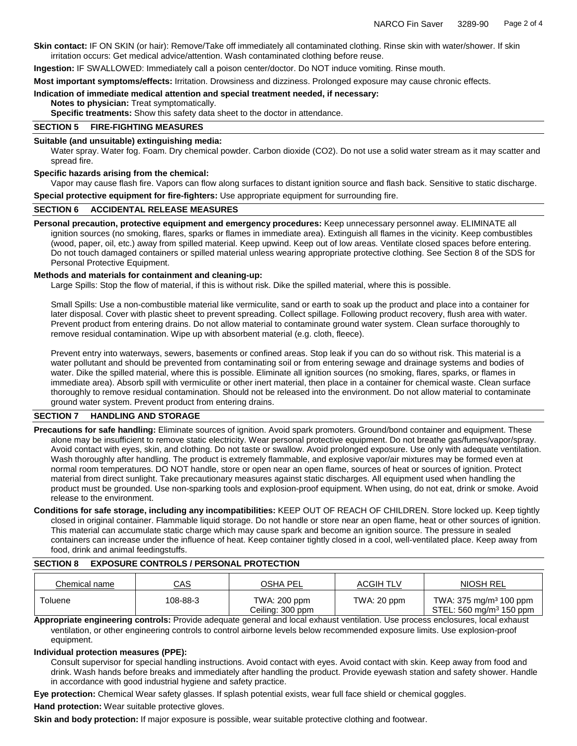**Skin contact:** IF ON SKIN (or hair): Remove/Take off immediately all contaminated clothing. Rinse skin with water/shower. If skin irritation occurs: Get medical advice/attention. Wash contaminated clothing before reuse.

**Ingestion:** IF SWALLOWED: Immediately call a poison center/doctor. Do NOT induce vomiting. Rinse mouth.

**Most important symptoms/effects:** Irritation. Drowsiness and dizziness. Prolonged exposure may cause chronic effects.

**Indication of immediate medical attention and special treatment needed, if necessary:**

**Notes to physician:** Treat symptomatically.

**Specific treatments:** Show this safety data sheet to the doctor in attendance.

## SECTION 5 FIRE-FIGHTING MEASURES

**Suitable (and unsuitable) extinguishing media:**

Water spray. Water fog. Foam. Dry chemical powder. Carbon dioxide ($CO_2$). Do not use a solid water stream as it may scatter and spread fire.

**Specific hazards arising from the chemical:**

Vapor may cause flash fire. Vapors can flow along surfaces to distant ignition source and flash back. Sensitive to static discharge.

**Special protective equipment for fire-fighters:** Use appropriate equipment for surrounding fire.

## SECTION 6 ACCIDENTAL RELEASE MEASURES

**Personal precaution, protective equipment and emergency procedures:** Keep unnecessary personnel away. ELIMINATE all ignition sources (no smoking, flares, sparks or flames in immediate area). Extinguish all flames in the vicinity. Keep combustibles (wood, paper, oil, etc.) away from spilled material. Keep upwind. Keep out of low areas. Ventilate closed spaces before entering. Do not touch damaged containers or spilled material unless wearing appropriate protective clothing. See Section 8 of the SDS for Personal Protective Equipment.

**Methods and materials for containment and cleaning-up:**

Large Spills: Stop the flow of material, if this is without risk. Dike the spilled material, where this is possible.

Small Spills: Use a non-combustible material like vermiculite, sand or earth to soak up the product and place into a container for later disposal. Cover with plastic sheet to prevent spreading. Collect spillage. Following product recovery, flush area with water. Prevent product from entering drains. Do not allow material to contaminate ground water system. Clean surface thoroughly to remove residual contamination. Wipe up with absorbent material (e.g. cloth, fleece).

Prevent entry into waterways, sewers, basements or confined areas. Stop leak if you can do so without risk. This material is a water pollutant and should be prevented from contaminating soil or from entering sewage and drainage systems and bodies of water. Dike the spilled material, where this is possible. Eliminate all ignition sources (no smoking, flares, sparks, or flames in immediate area). Absorb spill with vermiculite or other inert material, then place in a container for chemical waste. Clean surface thoroughly to remove residual contamination. Should not be released into the environment. Do not allow material to contaminate ground water system. Prevent product from entering drains.

## SECTION 7 HANDLING AND STORAGE

**Precautions for safe handling:** Eliminate sources of ignition. Avoid spark promoters. Ground/bond container and equipment. These alone may be insufficient to remove static electricity. Wear personal protective equipment. Do not breathe gas/fumes/vapor/spray. Avoid contact with eyes, skin, and clothing. Do not taste or swallow. Avoid prolonged exposure. Use only with adequate ventilation. Wash thoroughly after handling. The product is extremely flammable, and explosive vapor/air mixtures may be formed even at normal room temperatures. DO NOT handle, store or open near an open flame, sources of heat or sources of ignition. Protect material from direct sunlight. Take precautionary measures against static discharges. All equipment used when handling the product must be grounded. Use non-sparking tools and explosion-proof equipment. When using, do not eat, drink or smoke. Avoid release to the environment.

**Conditions for safe storage, including any incompatibilities:** KEEP OUT OF REACH OF CHILDREN. Store locked up. Keep tightly closed in original container. Flammable liquid storage. Do not handle or store near an open flame, heat or other sources of ignition. This material can accumulate static charge which may cause spark and become an ignition source. The pressure in sealed containers can increase under the influence of heat. Keep container tightly closed in a cool, well-ventilated place. Keep away from food, drink and animal feedingstuffs.

## SECTION 8 EXPOSURE CONTROLS / PERSONAL PROTECTION

| Chemical name | CAS | OSHA PEL | ACGIH TLV | NIOSH REL |
|---|---|---|---|---|
| Toluene | 108-88-3 | TWA: 200 ppm<br>Ceiling: 300 ppm | TWA: 20 ppm | TWA: 375 mg/m³ 100 ppm<br>STEL: 560 mg/m³ 150 ppm |

**Appropriate engineering controls:** Provide adequate general and local exhaust ventilation. Use process enclosures, local exhaust ventilation, or other engineering controls to control airborne levels below recommended exposure limits. Use explosion-proof equipment.

**Individual protection measures (PPE):**

Consult supervisor for special handling instructions. Avoid contact with eyes. Avoid contact with skin. Keep away from food and drink. Wash hands before breaks and immediately after handling the product. Provide eyewash station and safety shower. Handle in accordance with good industrial hygiene and safety practice.

**Eye protection:** Chemical Wear safety glasses. If splash potential exists, wear full face shield or chemical goggles.

**Hand protection:** Wear suitable protective gloves.

**Skin and body protection:** If major exposure is possible, wear suitable protective clothing and footwear.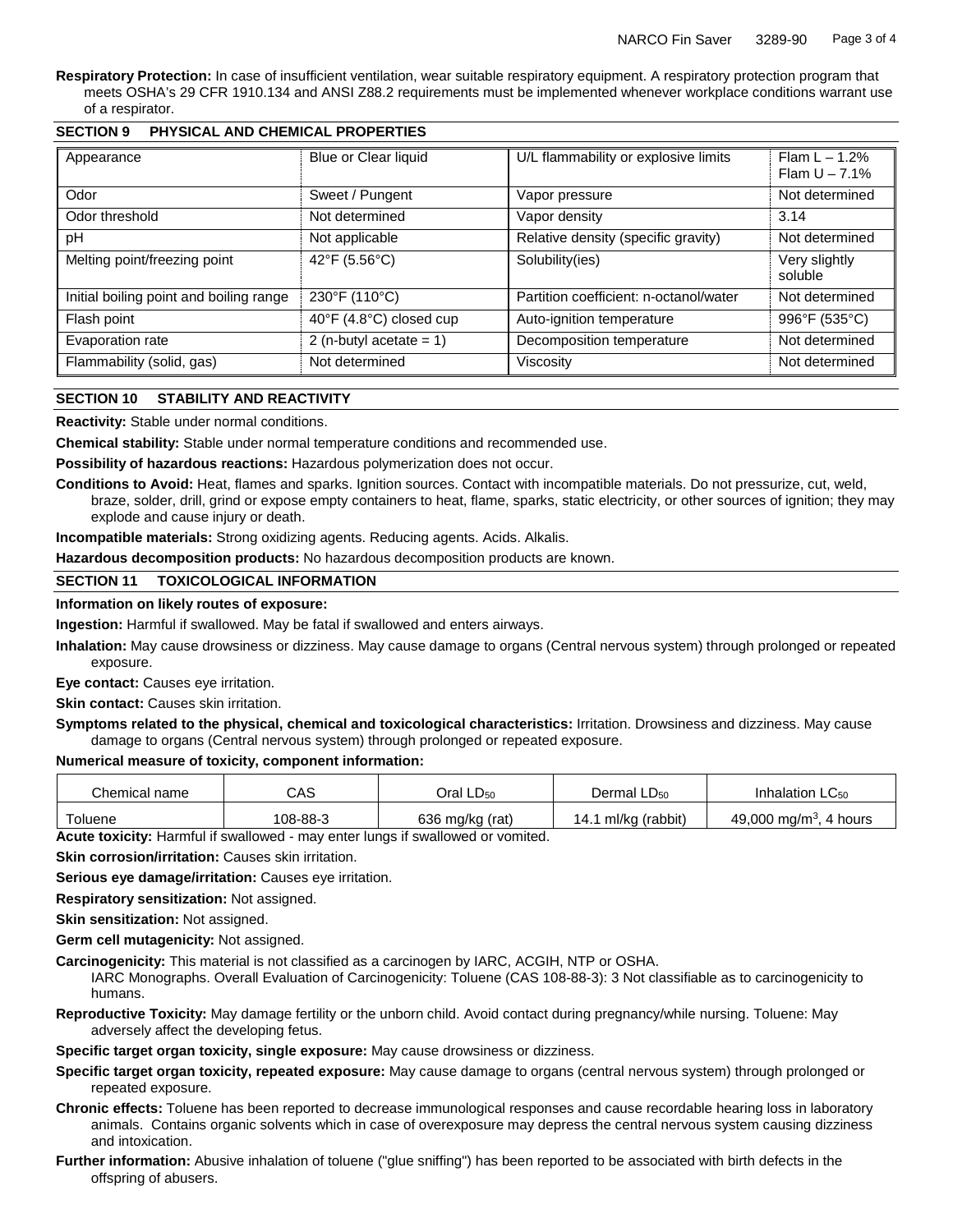**Respiratory Protection:** In case of insufficient ventilation, wear suitable respiratory equipment. A respiratory protection program that meets OSHA's 29 CFR 1910.134 and ANSI Z88.2 requirements must be implemented whenever workplace conditions warrant use of a respirator.

## SECTION 9 PHYSICAL AND CHEMICAL PROPERTIES

| | | | |
|---|---|---|---|
| Appearance | Blue or Clear liquid | U/L flammability or explosive limits | Flam L – 1.2% Flam U – 7.1% |
| Odor | Sweet / Pungent | Vapor pressure | Not determined |
| Odor threshold | Not determined | Vapor density | 3.14 |
| pH | Not applicable | Relative density (specific gravity) | Not determined |
| Melting point/freezing point | 42°F (5.56°C) | Solubility(ies) | Very slightly soluble |
| Initial boiling point and boiling range | 230°F (110°C) | Partition coefficient: n-octanol/water | Not determined |
| Flash point | 40°F (4.8°C) closed cup | Auto-ignition temperature | 996°F (535°C) |
| Evaporation rate | 2 (n-butyl acetate = 1) | Decomposition temperature | Not determined |
| Flammability (solid, gas) | Not determined | Viscosity | Not determined |

## SECTION 10 STABILITY AND REACTIVITY

**Reactivity:** Stable under normal conditions.

**Chemical stability:** Stable under normal temperature conditions and recommended use.

**Possibility of hazardous reactions:** Hazardous polymerization does not occur.

**Conditions to Avoid:** Heat, flames and sparks. Ignition sources. Contact with incompatible materials. Do not pressurize, cut, weld, braze, solder, drill, grind or expose empty containers to heat, flame, sparks, static electricity, or other sources of ignition; they may explode and cause injury or death.

**Incompatible materials:** Strong oxidizing agents. Reducing agents. Acids. Alkalis.

**Hazardous decomposition products:** No hazardous decomposition products are known.

## SECTION 11 TOXICOLOGICAL INFORMATION

**Information on likely routes of exposure:**

**Ingestion:** Harmful if swallowed. May be fatal if swallowed and enters airways.

**Inhalation:** May cause drowsiness or dizziness. May cause damage to organs (Central nervous system) through prolonged or repeated exposure.

**Eye contact:** Causes eye irritation.

**Skin contact:** Causes skin irritation.

**Symptoms related to the physical, chemical and toxicological characteristics:** Irritation. Drowsiness and dizziness. May cause damage to organs (Central nervous system) through prolonged or repeated exposure.

**Numerical measure of toxicity, component information:**

| Chemical name | CAS | Oral $LD_{50}$ | Dermal $LD_{50}$ | Inhalation $LC_{50}$ |
|---|---|---|---|---|
| Toluene | 108-88-3 | 636 mg/kg (rat) | 14.1 ml/kg (rabbit) | 49,000 $mg/m^3$, 4 hours |

**Acute toxicity:** Harmful if swallowed - may enter lungs if swallowed or vomited.

**Skin corrosion/irritation:** Causes skin irritation.

**Serious eye damage/irritation:** Causes eye irritation.

**Respiratory sensitization:** Not assigned.

**Skin sensitization:** Not assigned.

**Germ cell mutagenicity:** Not assigned.

**Carcinogenicity:** This material is not classified as a carcinogen by IARC, ACGIH, NTP or OSHA.
IARC Monographs. Overall Evaluation of Carcinogenicity: Toluene (CAS 108-88-3): 3 Not classifiable as to carcinogenicity to humans.

**Reproductive Toxicity:** May damage fertility or the unborn child. Avoid contact during pregnancy/while nursing. Toluene: May adversely affect the developing fetus.

**Specific target organ toxicity, single exposure:** May cause drowsiness or dizziness.

**Specific target organ toxicity, repeated exposure:** May cause damage to organs (central nervous system) through prolonged or repeated exposure.

**Chronic effects:** Toluene has been reported to decrease immunological responses and cause recordable hearing loss in laboratory animals. Contains organic solvents which in case of overexposure may depress the central nervous system causing dizziness and intoxication.

**Further information:** Abusive inhalation of toluene ("glue sniffing") has been reported to be associated with birth defects in the offspring of abusers.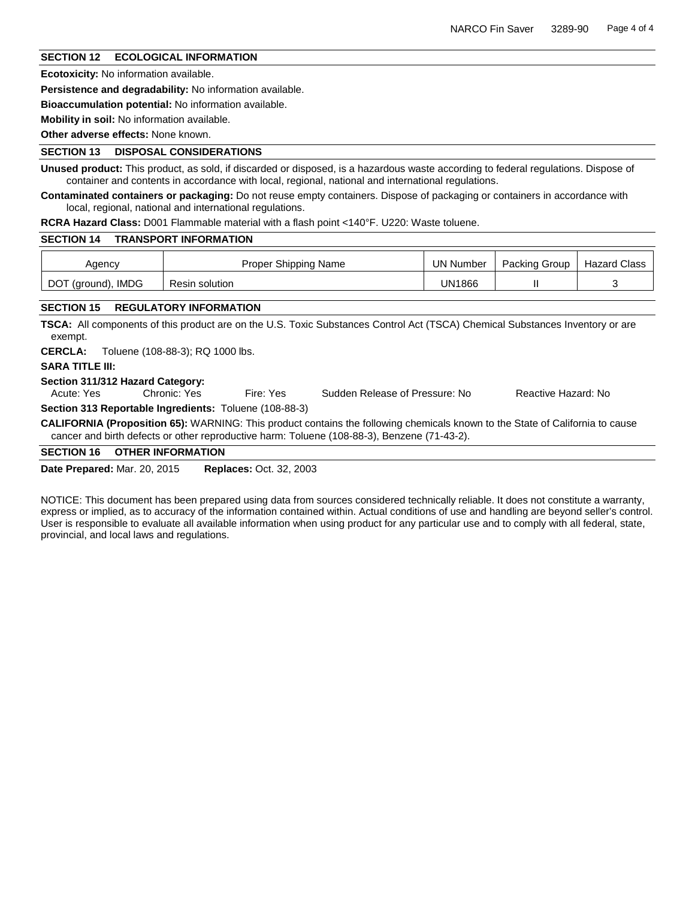## SECTION 12 ECOLOGICAL INFORMATION

**Ecotoxicity:** No information available.

**Persistence and degradability:** No information available.

**Bioaccumulation potential:** No information available.

**Mobility in soil:** No information available.

**Other adverse effects:** None known.

## SECTION 13 DISPOSAL CONSIDERATIONS

**Unused product:** This product, as sold, if discarded or disposed, is a hazardous waste according to federal regulations. Dispose of container and contents in accordance with local, regional, national and international regulations.

**Contaminated containers or packaging:** Do not reuse empty containers. Dispose of packaging or containers in accordance with local, regional, national and international regulations.

**RCRA Hazard Class:** D001 Flammable material with a flash point <140°F. U220: Waste toluene.

## SECTION 14 TRANSPORT INFORMATION

| Agency | Proper Shipping Name | UN Number | Packing Group | Hazard Class |
|---|---|---|---|---|
| DOT (ground), IMDG | Resin solution | UN1866 | II | 3 |

## SECTION 15 REGULATORY INFORMATION

**TSCA:** All components of this product are on the U.S. Toxic Substances Control Act (TSCA) Chemical Substances Inventory or are exempt.

**CERCLA:** Toluene (108-88-3); RQ 1000 lbs.

**SARA TITLE III:**

**Section 311/312 Hazard Category:**

Acute: Yes Chronic: Yes Fire: Yes Sudden Release of Pressure: No Reactive Hazard: No

**Section 313 Reportable Ingredients:** Toluene (108-88-3)

**CALIFORNIA (Proposition 65):** WARNING: This product contains the following chemicals known to the State of California to cause cancer and birth defects or other reproductive harm: Toluene (108-88-3), Benzene (71-43-2).

## SECTION 16 OTHER INFORMATION

**Date Prepared:** Mar. 20, 2015 **Replaces:** Oct. 32, 2003

NOTICE: This document has been prepared using data from sources considered technically reliable. It does not constitute a warranty, express or implied, as to accuracy of the information contained within. Actual conditions of use and handling are beyond seller's control. User is responsible to evaluate all available information when using product for any particular use and to comply with all federal, state, provincial, and local laws and regulations.